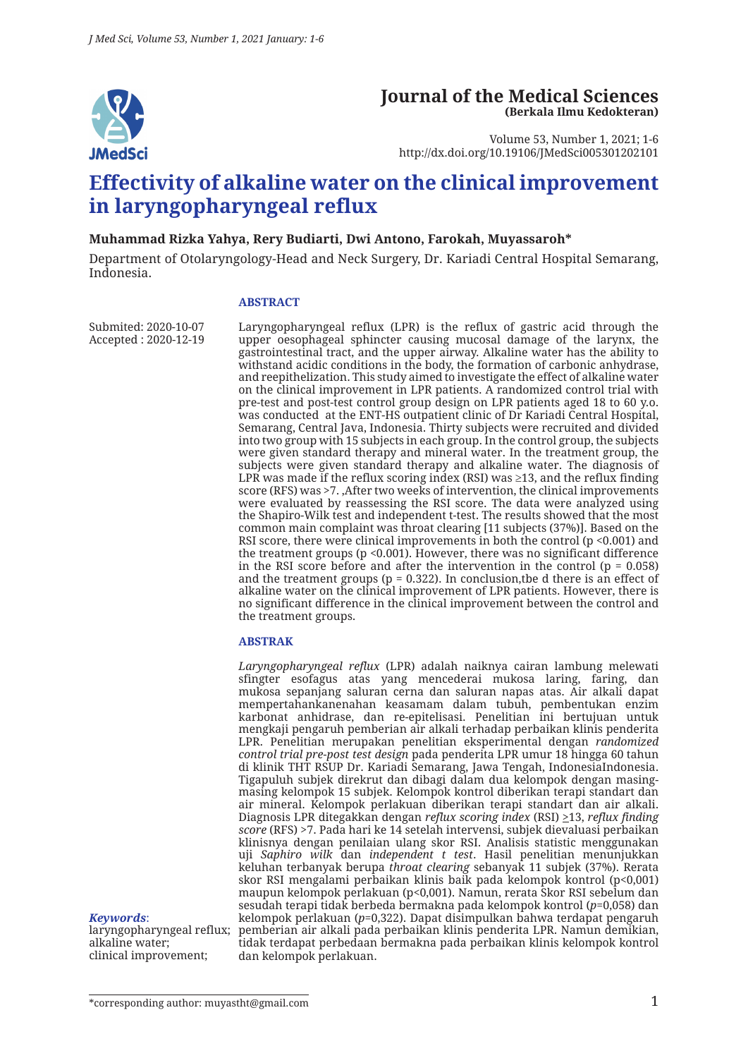# Journal of the Medical Sciences
**(Berkala Ilmu Kedokteran)**

Volume 53, Number 1, 2021; 1-6
http://dx.doi.org/10.19106/JMedSci005301202101

# Effectivity of alkaline water on the clinical improvement in laryngopharyngeal reflux

**Muhammad Rizka Yahya, Rery Budiarti, Dwi Antono, Farokah, Muyassaroh***

Department of Otolaryngology-Head and Neck Surgery, Dr. Kariadi Central Hospital Semarang, Indonesia.

Submited: 2020-10-07
Accepted : 2020-12-19

## ABSTRACT

Laryngopharyngeal reflux (LPR) is the reflux of gastric acid through the upper oesophageal sphincter causing mucosal damage of the larynx, the gastrointestinal tract, and the upper airway. Alkaline water has the ability to withstand acidic conditions in the body, the formation of carbonic anhydrase, and reepithelization. This study aimed to investigate the effect of alkaline water on the clinical improvement in LPR patients. A randomized control trial with pre-test and post-test control group design on LPR patients aged 18 to 60 y.o. was conducted at the ENT-HS outpatient clinic of Dr Kariadi Central Hospital, Semarang, Central Java, Indonesia. Thirty subjects were recruited and divided into two group with 15 subjects in each group. In the control group, the subjects were given standard therapy and mineral water. In the treatment group, the subjects were given standard therapy and alkaline water. The diagnosis of LPR was made if the reflux scoring index (RSI) was ≥13, and the reflux finding score (RFS) was >7. ,After two weeks of intervention, the clinical improvements were evaluated by reassessing the RSI score. The data were analyzed using the Shapiro-Wilk test and independent t-test. The results showed that the most common main complaint was throat clearing [11 subjects (37%)]. Based on the RSI score, there were clinical improvements in both the control ($p < 0.001$) and the treatment groups ($p < 0.001$). However, there was no significant difference in the RSI score before and after the intervention in the control ($p = 0.058$) and the treatment groups ($p = 0.322$). In conclusion,tbe d there is an effect of alkaline water on the clinical improvement of LPR patients. However, there is no significant difference in the clinical improvement between the control and the treatment groups.

## ABSTRAK

*Laryngopharyngeal reflux* (LPR) adalah naiknya cairan lambung melewati sfingter esofagus atas yang mencederai mukosa laring, faring, dan mukosa sepanjang saluran cerna dan saluran napas atas. Air alkali dapat mempertahankanenahan keasamam dalam tubuh, pembentukan enzim karbonat anhidrase, dan re-epitelisasi. Penelitian ini bertujuan untuk mengkaji pengaruh pemberian air alkali terhadap perbaikan klinis penderita LPR. Penelitian merupakan penelitian eksperimental dengan *randomized control trial pre-post test design* pada penderita LPR umur 18 hingga 60 tahun di klinik THT RSUP Dr. Kariadi Semarang, Jawa Tengah, IndonesiaIndonesia. Tigapuluh subjek direkrut dan dibagi dalam dua kelompok dengan masing-masing kelompok 15 subjek. Kelompok kontrol diberikan terapi standart dan air mineral. Kelompok perlakuan diberikan terapi standart dan air alkali. Diagnosis LPR ditegakkan dengan *reflux scoring index* (RSI) ≥13, *reflux finding score* (RFS) >7. Pada hari ke 14 setelah intervensi, subjek dievaluasi perbaikan klinisnya dengan penilaian ulang skor RSI. Analisis statistic menggunakan uji *Saphiro wilk* dan *independent t test*. Hasil penelitian menunjukkan keluhan terbanyak berupa *throat clearing* sebanyak 11 subjek (37%). Rerata skor RSI mengalami perbaikan klinis baik pada kelompok kontrol ($p<0,001$) maupun kelompok perlakuan ($p<0,001$). Namun, rerata Skor RSI sebelum dan sesudah terapi tidak berbeda bermakna pada kelompok kontrol ($p$=0,058) dan kelompok perlakuan ($p$=0,322). Dapat disimpulkan bahwa terdapat pengaruh pemberian air alkali pada perbaikan klinis penderita LPR. Namun demikian, tidak terdapat perbedaan bermakna pada perbaikan klinis kelompok kontrol dan kelompok perlakuan.

***Keywords***:
laryngopharyngeal reflux;
alkaline water;
clinical improvement;

*corresponding author: muyastht@gmail.com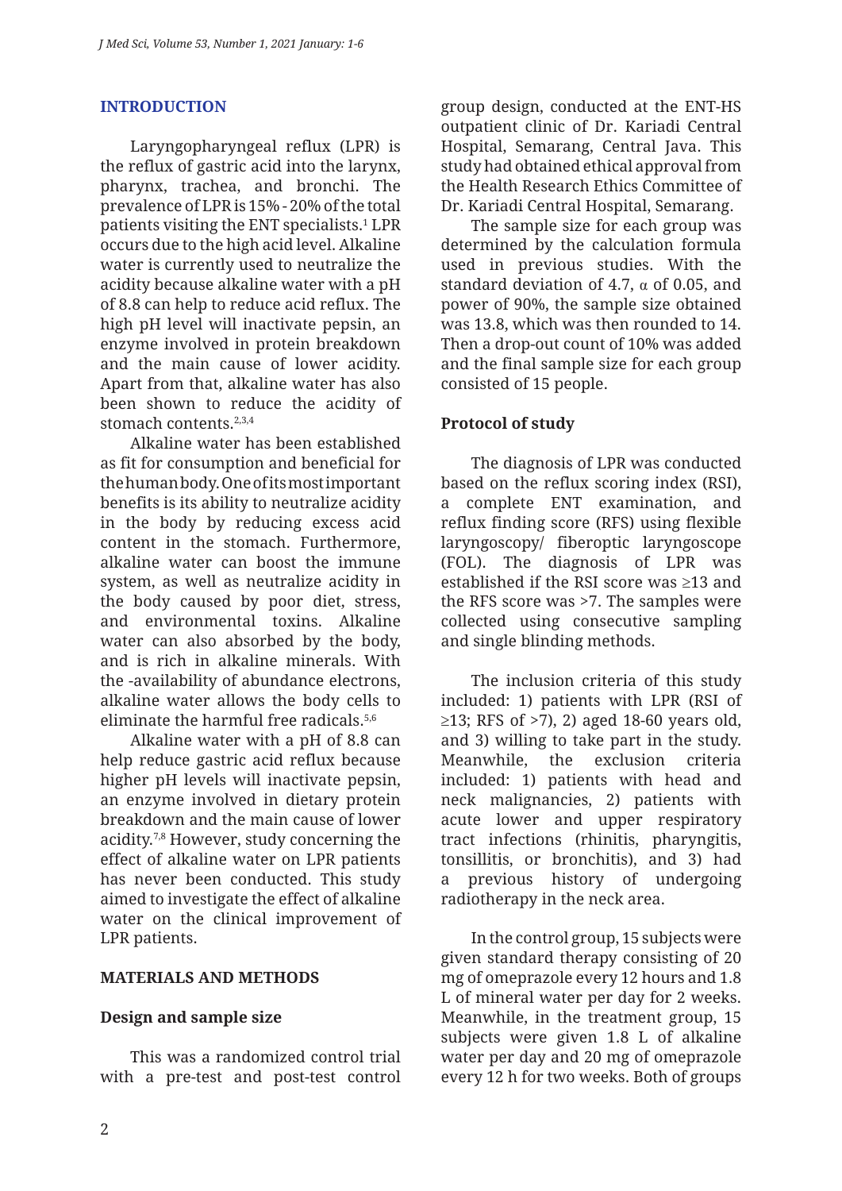## INTRODUCTION

Laryngopharyngeal reflux (LPR) is the reflux of gastric acid into the larynx, pharynx, trachea, and bronchi. The prevalence of LPR is 15% - 20% of the total patients visiting the ENT specialists.[1] LPR occurs due to the high acid level. Alkaline water is currently used to neutralize the acidity because alkaline water with a pH of 8.8 can help to reduce acid reflux. The high pH level will inactivate pepsin, an enzyme involved in protein breakdown and the main cause of lower acidity. Apart from that, alkaline water has also been shown to reduce the acidity of stomach contents.[2,3,4]

Alkaline water has been established as fit for consumption and beneficial for the human body. One of its most important benefits is its ability to neutralize acidity in the body by reducing excess acid content in the stomach. Furthermore, alkaline water can boost the immune system, as well as neutralize acidity in the body caused by poor diet, stress, and environmental toxins. Alkaline water can also absorbed by the body, and is rich in alkaline minerals. With the -availability of abundance electrons, alkaline water allows the body cells to eliminate the harmful free radicals.[5,6]

Alkaline water with a pH of 8.8 can help reduce gastric acid reflux because higher pH levels will inactivate pepsin, an enzyme involved in dietary protein breakdown and the main cause of lower acidity.[7,8] However, study concerning the effect of alkaline water on LPR patients has never been conducted. This study aimed to investigate the effect of alkaline water on the clinical improvement of LPR patients.

## MATERIALS AND METHODS

### Design and sample size

This was a randomized control trial with a pre-test and post-test control group design, conducted at the ENT-HS outpatient clinic of Dr. Kariadi Central Hospital, Semarang, Central Java. This study had obtained ethical approval from the Health Research Ethics Committee of Dr. Kariadi Central Hospital, Semarang.

The sample size for each group was determined by the calculation formula used in previous studies. With the standard deviation of 4.7, $\alpha$ of 0.05, and power of 90%, the sample size obtained was 13.8, which was then rounded to 14. Then a drop-out count of 10% was added and the final sample size for each group consisted of 15 people.

### Protocol of study

The diagnosis of LPR was conducted based on the reflux scoring index (RSI), a complete ENT examination, and reflux finding score (RFS) using flexible laryngoscopy/ fiberoptic laryngoscope (FOL). The diagnosis of LPR was established if the RSI score was $\geq$13 and the RFS score was >7. The samples were collected using consecutive sampling and single blinding methods.

The inclusion criteria of this study included: 1) patients with LPR (RSI of $\geq$13; RFS of >7), 2) aged 18-60 years old, and 3) willing to take part in the study. Meanwhile, the exclusion criteria included: 1) patients with head and neck malignancies, 2) patients with acute lower and upper respiratory tract infections (rhinitis, pharyngitis, tonsillitis, or bronchitis), and 3) had a previous history of undergoing radiotherapy in the neck area.

In the control group, 15 subjects were given standard therapy consisting of 20 mg of omeprazole every 12 hours and 1.8 L of mineral water per day for 2 weeks. Meanwhile, in the treatment group, 15 subjects were given 1.8 L of alkaline water per day and 20 mg of omeprazole every 12 h for two weeks. Both of groups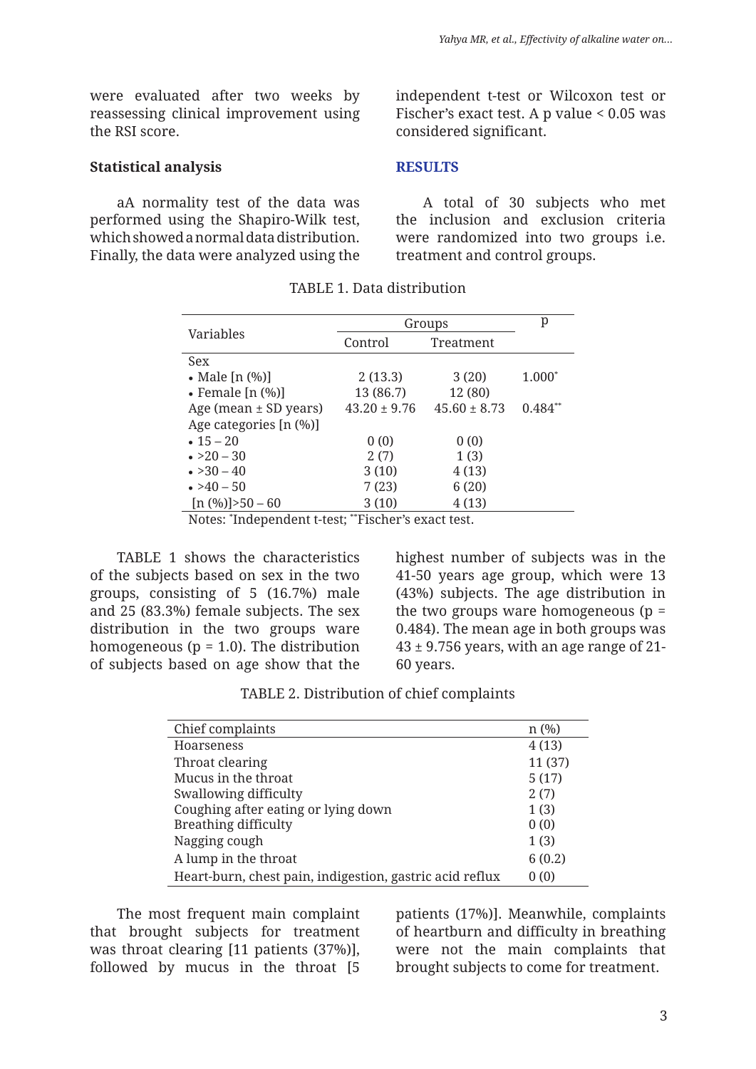were evaluated after two weeks by reassessing clinical improvement using the RSI score.

### Statistical analysis

aA normality test of the data was performed using the Shapiro-Wilk test, which showed a normal data distribution. Finally, the data were analyzed using the independent t-test or Wilcoxon test or Fischer's exact test. A p value < 0.05 was considered significant.

## RESULTS

A total of 30 subjects who met the inclusion and exclusion criteria were randomized into two groups i.e. treatment and control groups.

TABLE 1. Data distribution

| Variables | Groups | | p |
|---|---|---|---|
| | Control | Treatment | |
| Sex | | | |
| • Male [n (%)] | 2 (13.3) | 3 (20) | 1.000* |
| • Female [n (%)] | 13 (86.7) | 12 (80) | |
| Age (mean ± SD years) | 43.20 ± 9.76 | 45.60 ± 8.73 | 0.484** |
| Age categories [n (%)] | | | |
| • 15 – 20 | 0 (0) | 0 (0) | |
| • >20 – 30 | 2 (7) | 1 (3) | |
| • >30 – 40 | 3 (10) | 4 (13) | |
| • >40 – 50 | 7 (23) | 6 (20) | |
| [n (%)]>50 – 60 | 3 (10) | 4 (13) | |

Notes: *Independent t-test; **Fischer's exact test.

TABLE 1 shows the characteristics of the subjects based on sex in the two groups, consisting of 5 (16.7%) male and 25 (83.3%) female subjects. The sex distribution in the two groups ware homogeneous ($p = 1.0$). The distribution of subjects based on age show that the highest number of subjects was in the 41-50 years age group, which were 13 (43%) subjects. The age distribution in the two groups ware homogeneous ($p = 0.484$). The mean age in both groups was 43 ± 9.756 years, with an age range of 21-60 years.

TABLE 2. Distribution of chief complaints

| Chief complaints | n (%) |
|---|---|
| Hoarseness | 4 (13) |
| Throat clearing | 11 (37) |
| Mucus in the throat | 5 (17) |
| Swallowing difficulty | 2 (7) |
| Coughing after eating or lying down | 1 (3) |
| Breathing difficulty | 0 (0) |
| Nagging cough | 1 (3) |
| A lump in the throat | 6 (0.2) |
| Heart-burn, chest pain, indigestion, gastric acid reflux | 0 (0) |

The most frequent main complaint that brought subjects for treatment was throat clearing [11 patients (37%)], followed by mucus in the throat [5 patients (17%)]. Meanwhile, complaints of heartburn and difficulty in breathing were not the main complaints that brought subjects to come for treatment.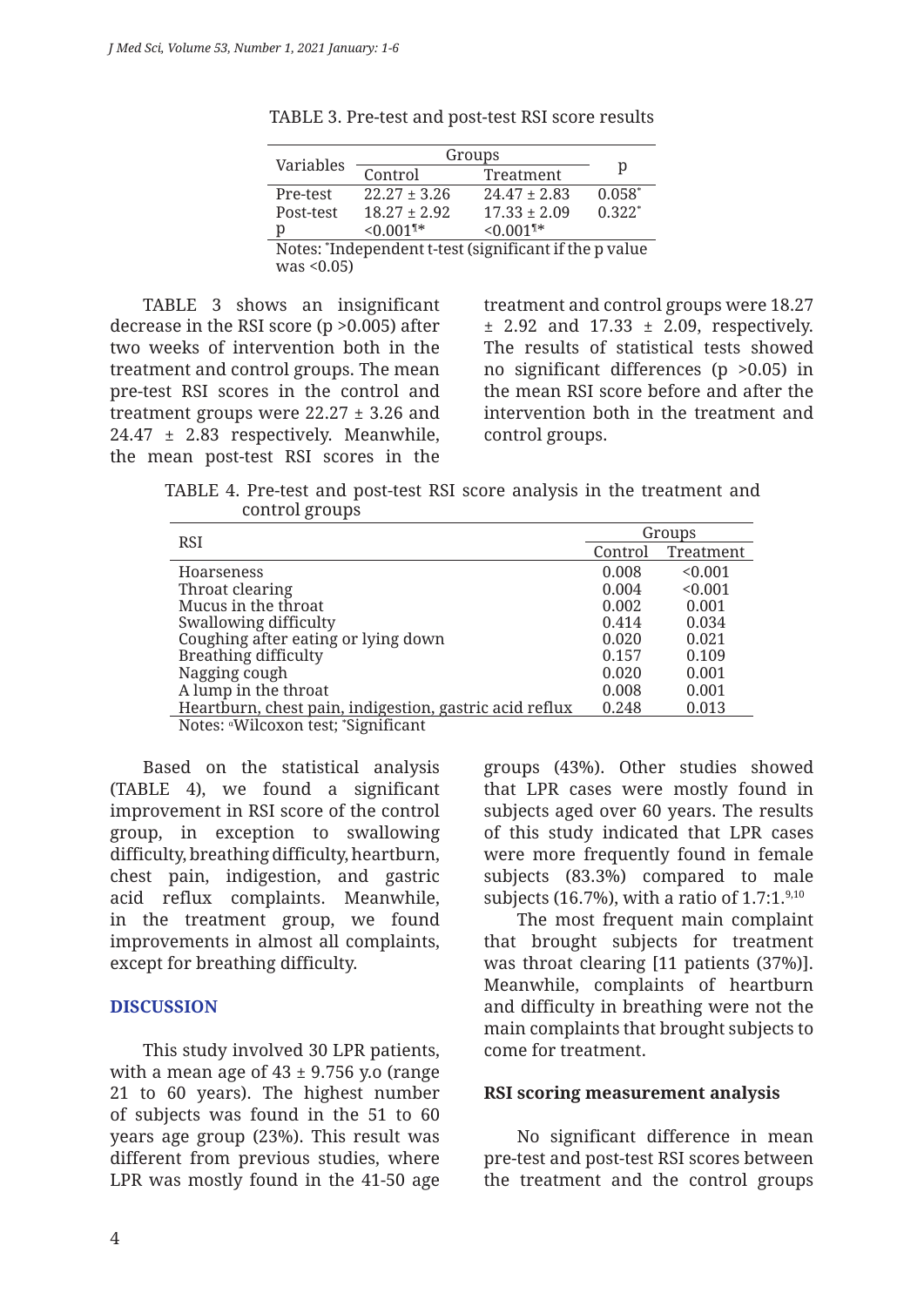TABLE 3. Pre-test and post-test RSI score results

| Variables | Groups | | p |
|---|---|---|---|
| | Control | Treatment | |
| Pre-test | 22.27 ± 3.26 | 24.47 ± 2.83 | 0.058* |
| Post-test | 18.27 ± 2.92 | 17.33 ± 2.09 | 0.322* |
| p | <0.001¶* | <0.001¶* | |

Notes: *Independent t-test (significant if the p value was <0.05)

TABLE 3 shows an insignificant decrease in the RSI score (p >0.005) after two weeks of intervention both in the treatment and control groups. The mean pre-test RSI scores in the control and treatment groups were 22.27 ± 3.26 and 24.47 ± 2.83 respectively. Meanwhile, the mean post-test RSI scores in the treatment and control groups were 18.27 ± 2.92 and 17.33 ± 2.09, respectively. The results of statistical tests showed no significant differences (p >0.05) in the mean RSI score before and after the intervention both in the treatment and control groups.

TABLE 4. Pre-test and post-test RSI score analysis in the treatment and control groups

| RSI | Groups | |
|---|---|---|
| | Control | Treatment |
| Hoarseness | 0.008 | <0.001 |
| Throat clearing | 0.004 | <0.001 |
| Mucus in the throat | 0.002 | 0.001 |
| Swallowing difficulty | 0.414 | 0.034 |
| Coughing after eating or lying down | 0.020 | 0.021 |
| Breathing difficulty | 0.157 | 0.109 |
| Nagging cough | 0.020 | 0.001 |
| A lump in the throat | 0.008 | 0.001 |
| Heartburn, chest pain, indigestion, gastric acid reflux | 0.248 | 0.013 |

Notes: ▫Wilcoxon test; *Significant

Based on the statistical analysis (TABLE 4), we found a significant improvement in RSI score of the control group, in exception to swallowing difficulty, breathing difficulty, heartburn, chest pain, indigestion, and gastric acid reflux complaints. Meanwhile, in the treatment group, we found improvements in almost all complaints, except for breathing difficulty.

## DISCUSSION

This study involved 30 LPR patients, with a mean age of 43 ± 9.756 y.o (range 21 to 60 years). The highest number of subjects was found in the 51 to 60 years age group (23%). This result was different from previous studies, where LPR was mostly found in the 41-50 age groups (43%). Other studies showed that LPR cases were mostly found in subjects aged over 60 years. The results of this study indicated that LPR cases were more frequently found in female subjects (83.3%) compared to male subjects (16.7%), with a ratio of 1.7:1.[9,10]

The most frequent main complaint that brought subjects for treatment was throat clearing [11 patients (37%)]. Meanwhile, complaints of heartburn and difficulty in breathing were not the main complaints that brought subjects to come for treatment.

### RSI scoring measurement analysis

No significant difference in mean pre-test and post-test RSI scores between the treatment and the control groups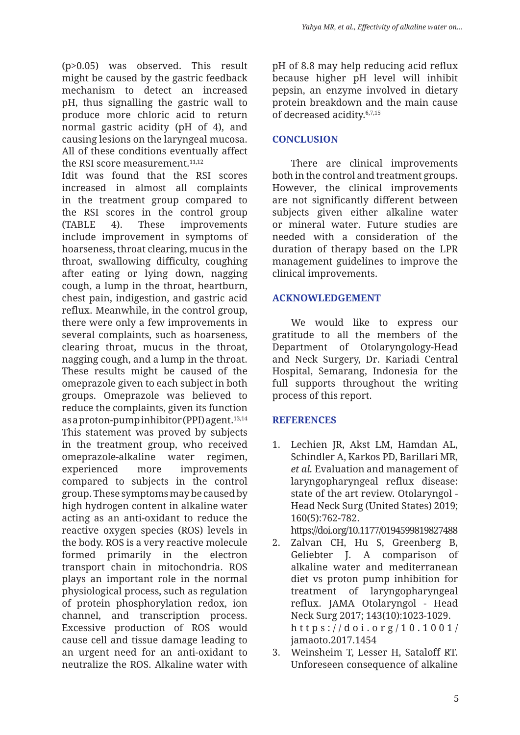(p>0.05) was observed. This result might be caused by the gastric feedback mechanism to detect an increased pH, thus signalling the gastric wall to produce more chloric acid to return normal gastric acidity (pH of 4), and causing lesions on the laryngeal mucosa. All of these conditions eventually affect the RSI score measurement.[11,12]

Idit was found that the RSI scores increased in almost all complaints in the treatment group compared to the RSI scores in the control group (TABLE 4). These improvements include improvement in symptoms of hoarseness, throat clearing, mucus in the throat, swallowing difficulty, coughing after eating or lying down, nagging cough, a lump in the throat, heartburn, chest pain, indigestion, and gastric acid reflux. Meanwhile, in the control group, there were only a few improvements in several complaints, such as hoarseness, clearing throat, mucus in the throat, nagging cough, and a lump in the throat. These results might be caused of the omeprazole given to each subject in both groups. Omeprazole was believed to reduce the complaints, given its function as a proton-pump inhibitor (PPI) agent.[13,14] This statement was proved by subjects in the treatment group, who received omeprazole-alkaline water regimen, experienced more improvements compared to subjects in the control group. These symptoms may be caused by high hydrogen content in alkaline water acting as an anti-oxidant to reduce the reactive oxygen species (ROS) levels in the body. ROS is a very reactive molecule formed primarily in the electron transport chain in mitochondria. ROS plays an important role in the normal physiological process, such as regulation of protein phosphorylation redox, ion channel, and transcription process. Excessive production of ROS would cause cell and tissue damage leading to an urgent need for an anti-oxidant to neutralize the ROS. Alkaline water with pH of 8.8 may help reducing acid reflux because higher pH level will inhibit pepsin, an enzyme involved in dietary protein breakdown and the main cause of decreased acidity.[6,7,15]

## CONCLUSION

There are clinical improvements both in the control and treatment groups. However, the clinical improvements are not significantly different between subjects given either alkaline water or mineral water. Future studies are needed with a consideration of the duration of therapy based on the LPR management guidelines to improve the clinical improvements.

## ACKNOWLEDGEMENT

We would like to express our gratitude to all the members of the Department of Otolaryngology-Head and Neck Surgery, Dr. Kariadi Central Hospital, Semarang, Indonesia for the full supports throughout the writing process of this report.

## REFERENCES

1. Lechien JR, Akst LM, Hamdan AL, Schindler A, Karkos PD, Barillari MR, *et al.* Evaluation and management of laryngopharyngeal reflux disease: state of the art review. Otolaryngol - Head Neck Surg (United States) 2019; 160(5):762-782. https://doi.org/10.1177/0194599819827488
2. Zalvan CH, Hu S, Greenberg B, Geliebter J. A comparison of alkaline water and mediterranean diet vs proton pump inhibition for treatment of laryngopharyngeal reflux. JAMA Otolaryngol - Head Neck Surg 2017; 143(10):1023-1029. https://doi.org/10.1001/jamaoto.2017.1454
3. Weinsheim T, Lesser H, Sataloff RT. Unforeseen consequence of alkaline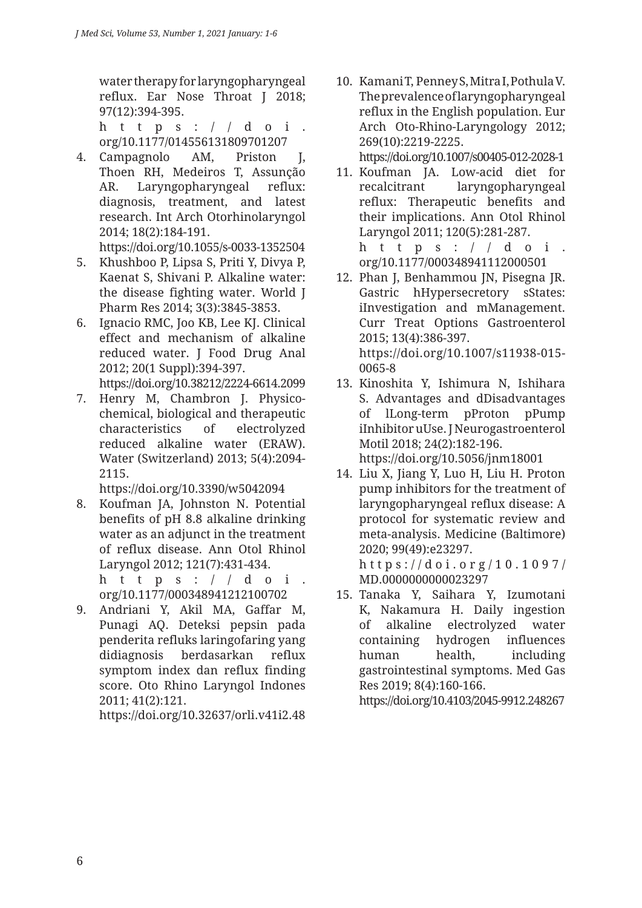water therapy for laryngopharyngeal reflux. Ear Nose Throat J 2018; 97(12):394-395. https://doi.org/10.1177/014556131809701207

4. Campagnolo AM, Priston J, Thoen RH, Medeiros T, Assunção AR. Laryngopharyngeal reflux: diagnosis, treatment, and latest research. Int Arch Otorhinolaryngol 2014; 18(2):184-191. https://doi.org/10.1055/s-0033-1352504
5. Khushboo P, Lipsa S, Priti Y, Divya P, Kaenat S, Shivani P. Alkaline water: the disease fighting water. World J Pharm Res 2014; 3(3):3845-3853.
6. Ignacio RMC, Joo KB, Lee KJ. Clinical effect and mechanism of alkaline reduced water. J Food Drug Anal 2012; 20(1 Suppl):394-397. https://doi.org/10.38212/2224-6614.2099
7. Henry M, Chambron J. Physico-chemical, biological and therapeutic characteristics of electrolyzed reduced alkaline water (ERAW). Water (Switzerland) 2013; 5(4):2094-2115. https://doi.org/10.3390/w5042094
8. Koufman JA, Johnston N. Potential benefits of pH 8.8 alkaline drinking water as an adjunct in the treatment of reflux disease. Ann Otol Rhinol Laryngol 2012; 121(7):431-434. https://doi.org/10.1177/000348941212100702
9. Andriani Y, Akil MA, Gaffar M, Punagi AQ. Deteksi pepsin pada penderita refluks laringofaring yang didiagnosis berdasarkan reflux symptom index dan reflux finding score. Oto Rhino Laryngol Indones 2011; 41(2):121. https://doi.org/10.32637/orli.v41i2.48
10. Kamani T, Penney S, Mitra I, Pothula V. The prevalence of laryngopharyngeal reflux in the English population. Eur Arch Oto-Rhino-Laryngology 2012; 269(10):2219-2225. https://doi.org/10.1007/s00405-012-2028-1
11. Koufman JA. Low-acid diet for recalcitrant laryngopharyngeal reflux: Therapeutic benefits and their implications. Ann Otol Rhinol Laryngol 2011; 120(5):281-287. https://doi.org/10.1177/000348941112000501
12. Phan J, Benhammou JN, Pisegna JR. Gastric hHypersecretory sStates: iInvestigation and mManagement. Curr Treat Options Gastroenterol 2015; 13(4):386-397. https://doi.org/10.1007/s11938-015-0065-8
13. Kinoshita Y, Ishimura N, Ishihara S. Advantages and dDisadvantages of lLong-term pProton pPump iInhibitor uUse. J Neurogastroenterol Motil 2018; 24(2):182-196. https://doi.org/10.5056/jnm18001
14. Liu X, Jiang Y, Luo H, Liu H. Proton pump inhibitors for the treatment of laryngopharyngeal reflux disease: A protocol for systematic review and meta-analysis. Medicine (Baltimore) 2020; 99(49):e23297. https://doi.org/10.1097/MD.0000000000023297
15. Tanaka Y, Saihara Y, Izumotani K, Nakamura H. Daily ingestion of alkaline electrolyzed water containing hydrogen influences human health, including gastrointestinal symptoms. Med Gas Res 2019; 8(4):160-166. https://doi.org/10.4103/2045-9912.248267